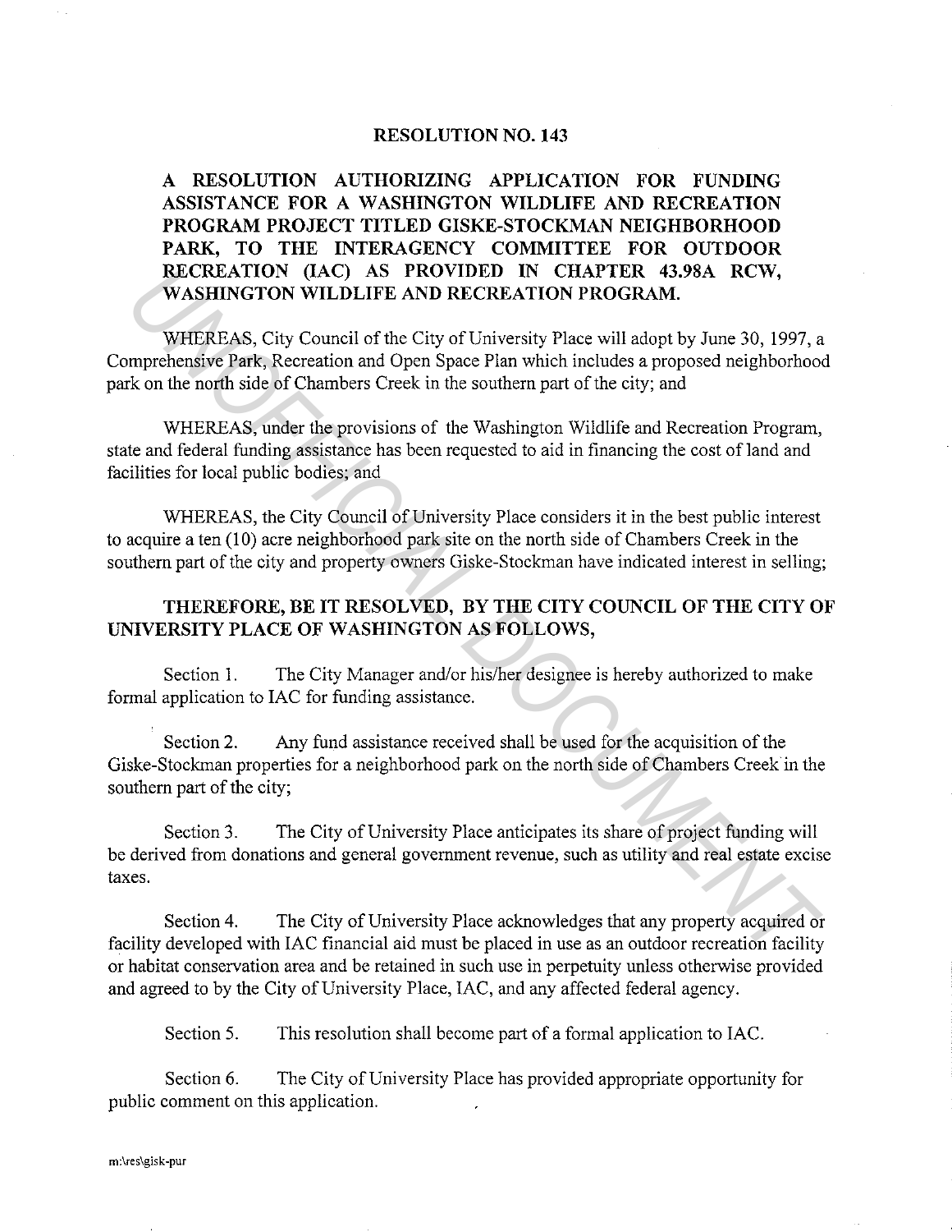# RESOLUTION NO. 143

## A RESOLUTION AUTHORIZING APPLICATION FOR FUNDING ASSISTANCE FOR A WASHINGTON WILDLIFE AND RECREATION PROGRAM PROJECT TITLED GISKE-STOCKMAN NEIGHBORHOOD PARK, TO THE INTERAGENCY COMMITTEE FOR OUTDOOR RECREATION (IAC) AS PROVIDED IN CHAPTER 43.98A RCW, WASHINGTON WILDLIFE AND RECREATION PROGRAM.

WHEREAS, City Council of the City of University Place will adopt by June 30, 1997, a Comprehensive Park, Recreation and Open Space Plan which includes a proposed neighborhood park on the north side of Chambers Creek in the southern part of the city; and

WHEREAS, under the provisions of the Washington Wildlife and Recreation Program, state and federal funding assistance has been requested to aid in financing the cost of land and facilities for local public bodies; and

WHEREAS, the City Council of University Place considers it in the best public interest to acquire a ten (10) acre neighborhood park site on the north side of Chambers Creek in the southern part of the city and property owners Giske-Stockman have indicated interest in selling;

**THEREFORE, BE IT RESOLVED, BY THE CITY COUNCIL OF THE CITY OF UNIVERSITY PLACE OF WASHINGTON AS FOLLOWS,**

Section 1. The City Manager and/or his/her designee is hereby authorized to make formal application to IAC for funding assistance.

Section 2. Any fund assistance received shall be used for the acquisition of the Giske-Stockman properties for a neighborhood park on the north side of Chambers Creek in the southern part of the city;

Section 3. The City of University Place anticipates its share of project funding will be derived from donations and general government revenue, such as utility and real estate excise taxes.

Section 4. The City of University Place acknowledges that any property acquired or facility developed with IAC financial aid must be placed in use as an outdoor recreation facility or habitat conservation area and be retained in such use in perpetuity unless otherwise provided and agreed to by the City of University Place, IAC, and any affected federal agency.

Section 5. This resolution shall become part of a formal application to IAC.

Section 6. The City of University Place has provided appropriate opportunity for public comment on this application.

m:\res\gisk-pur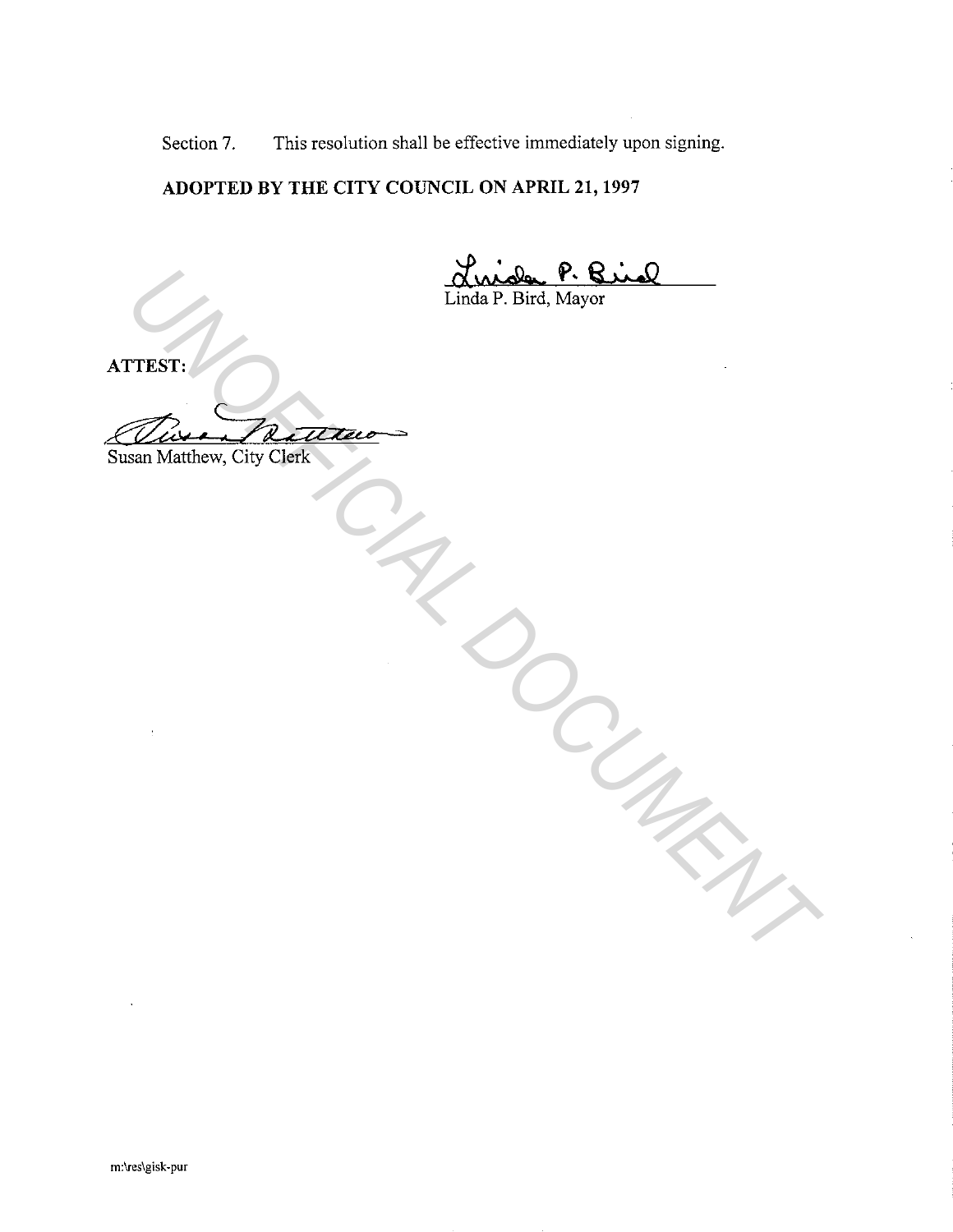Section 7. This resolution shall be effective immediately upon signing.

**ADOPTED BY THE CITY COUNCIL ON APRIL 21, 1997**

Linda P. Bird, Mayor

**ATTEST:**

Susan Matthew, City Clerk

m:\res\gisk-pur